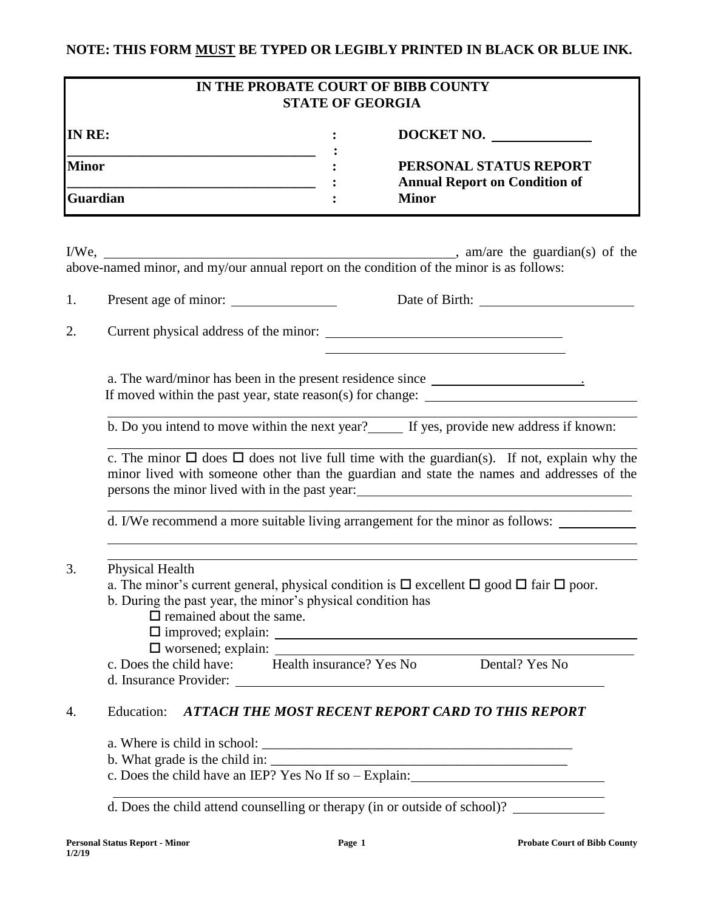**NOTE: THIS FORM MUST BE TYPED OR LEGIBLY PRINTED IN BLACK OR BLUE INK.**

| **IN THE PROBATE COURT OF BIBB COUNTY STATE OF GEORGIA** | | |
|---|---|---|
| **IN RE:** | : | **DOCKET NO.** _______________ |
| ___________________________________ | : | |
| **Minor** | : | **PERSONAL STATUS REPORT** |
| ___________________________________ | : | **Annual Report on Condition of** |
| **Guardian** | : | **Minor** |

I/We, _______________________________________________, am/are the guardian(s) of the above-named minor, and my/our annual report on the condition of the minor is as follows:

1. Present age of minor: _______________ Date of Birth: ______________________

2. Current physical address of the minor: ___________________________________
   ___________________________________

   a. The ward/minor has been in the present residence since ______________________.
   If moved within the past year, state reason(s) for change: ______________________________
   ___________________________________________________________________________

   b. Do you intend to move within the next year?_____ If yes, provide new address if known:
   ___________________________________________________________________________

   c. The minor ☐ does ☐ does not live full time with the guardian(s). If not, explain why the minor lived with someone other than the guardian and state the names and addresses of the persons the minor lived with in the past year:_________________________________________
   ___________________________________________________________________________

   d. I/We recommend a more suitable living arrangement for the minor as follows: ___________
   ___________________________________________________________________________
   ___________________________________________________________________________

3. Physical Health
   a. The minor's current general, physical condition is ☐ excellent ☐ good ☐ fair ☐ poor.
   b. During the past year, the minor's physical condition has
   - ☐ remained about the same.
   - ☐ improved; explain: ___________________________________________________
   - ☐ worsened; explain: __________________________________________________

   c. Does the child have: Health insurance? Yes No Dental? Yes No
   d. Insurance Provider: ____________________________________________________

4. Education: ***ATTACH THE MOST RECENT REPORT CARD TO THIS REPORT***

   a. Where is child in school: ______________________________________________
   b. What grade is the child in: ____________________________________________
   c. Does the child have an IEP? Yes No If so – Explain:____________________________
   ___________________________________________________________________________
   d. Does the child attend counselling or therapy (in or outside of school)? _____________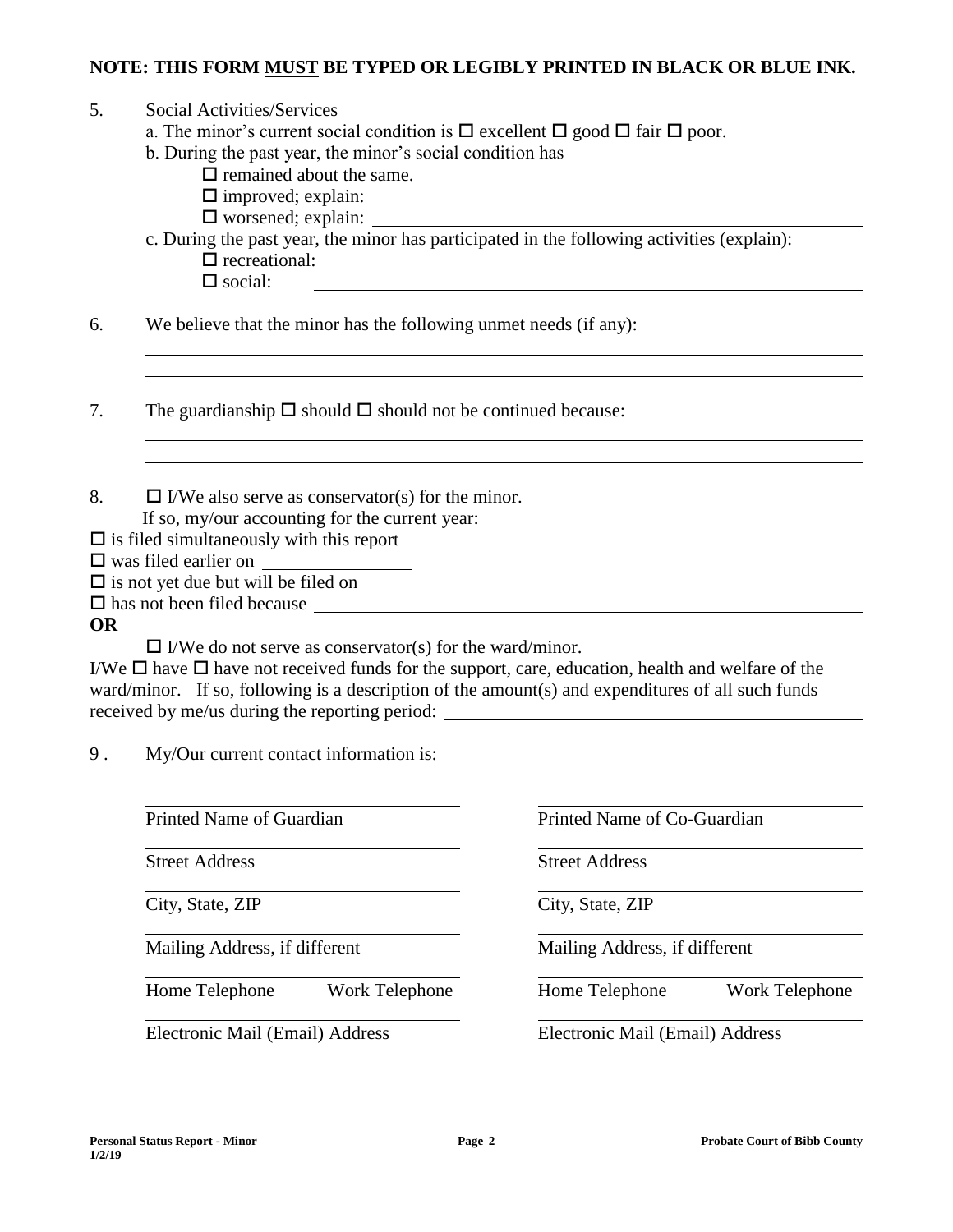**NOTE: THIS FORM MUST BE TYPED OR LEGIBLY PRINTED IN BLACK OR BLUE INK.**

5. Social Activities/Services
   a. The minor's current social condition is ☐ excellent ☐ good ☐ fair ☐ poor.
   b. During the past year, the minor's social condition has
      ☐ remained about the same.
      ☐ improved; explain: ______________________________
      ☐ worsened; explain: ______________________________
   c. During the past year, the minor has participated in the following activities (explain):
      ☐ recreational: ______________________________
      ☐ social: ______________________________

6. We believe that the minor has the following unmet needs (if any):

______________________________________________________________

______________________________________________________________

7. The guardianship ☐ should ☐ should not be continued because:

______________________________________________________________

______________________________________________________________

8. ☐ I/We also serve as conservator(s) for the minor.
   If so, my/our accounting for the current year:

☐ is filed simultaneously with this report
☐ was filed earlier on ________________
☐ is not yet due but will be filed on ____________________
☐ has not been filed because ______________________________

**OR**

☐ I/We do not serve as conservator(s) for the ward/minor.

I/We ☐ have ☐ have not received funds for the support, care, education, health and welfare of the ward/minor. If so, following is a description of the amount(s) and expenditures of all such funds received by me/us during the reporting period: ______________________________

9. My/Our current contact information is:

| | |
|---|---|
| Printed Name of Guardian | Printed Name of Co-Guardian |
| Street Address | Street Address |
| City, State, ZIP | City, State, ZIP |
| Mailing Address, if different | Mailing Address, if different |
| Home Telephone    Work Telephone | Home Telephone    Work Telephone |
| Electronic Mail (Email) Address | Electronic Mail (Email) Address |

Personal Status Report - Minor
1/2/19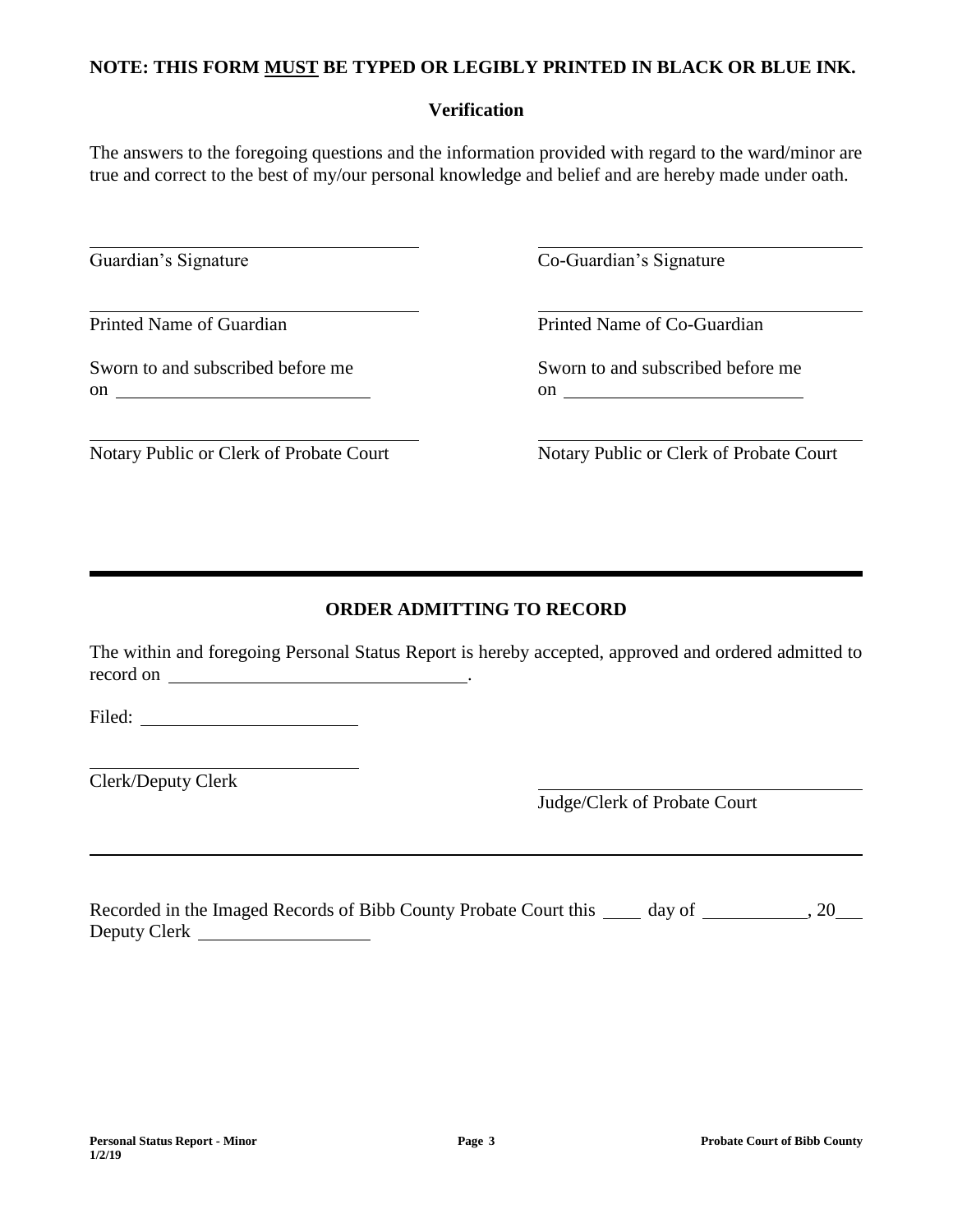**NOTE: THIS FORM MUST BE TYPED OR LEGIBLY PRINTED IN BLACK OR BLUE INK.**

### Verification

The answers to the foregoing questions and the information provided with regard to the ward/minor are true and correct to the best of my/our personal knowledge and belief and are hereby made under oath.

| | |
|---|---|
| \_\_\_\_\_\_\_\_\_\_\_\_\_\_\_\_\_\_\_\_\_\_\_\_\_\_\_\_\_\_ | \_\_\_\_\_\_\_\_\_\_\_\_\_\_\_\_\_\_\_\_\_\_\_\_\_\_\_\_\_\_ |
| Guardian's Signature | Co-Guardian's Signature |
| \_\_\_\_\_\_\_\_\_\_\_\_\_\_\_\_\_\_\_\_\_\_\_\_\_\_\_\_\_\_ | \_\_\_\_\_\_\_\_\_\_\_\_\_\_\_\_\_\_\_\_\_\_\_\_\_\_\_\_\_\_ |
| Printed Name of Guardian | Printed Name of Co-Guardian |
| Sworn to and subscribed before me on \_\_\_\_\_\_\_\_\_\_\_\_\_\_\_\_\_\_\_\_ | Sworn to and subscribed before me on \_\_\_\_\_\_\_\_\_\_\_\_\_\_\_\_\_\_\_\_ |
| \_\_\_\_\_\_\_\_\_\_\_\_\_\_\_\_\_\_\_\_\_\_\_\_\_\_\_\_\_\_ | \_\_\_\_\_\_\_\_\_\_\_\_\_\_\_\_\_\_\_\_\_\_\_\_\_\_\_\_\_\_ |
| Notary Public or Clerk of Probate Court | Notary Public or Clerk of Probate Court |

---

### ORDER ADMITTING TO RECORD

The within and foregoing Personal Status Report is hereby accepted, approved and ordered admitted to record on \_\_\_\_\_\_\_\_\_\_\_\_\_\_\_\_\_\_\_\_\_\_\_\_\_\_\_\_.

Filed: \_\_\_\_\_\_\_\_\_\_\_\_\_\_\_\_\_\_\_\_

\_\_\_\_\_\_\_\_\_\_\_\_\_\_\_\_\_\_\_\_\_\_\_\_\_\_\_\_\_\_

Clerk/Deputy Clerk

\_\_\_\_\_\_\_\_\_\_\_\_\_\_\_\_\_\_\_\_\_\_\_\_\_\_\_\_\_\_

Judge/Clerk of Probate Court

---

Recorded in the Imaged Records of Bibb County Probate Court this \_\_\_\_ day of \_\_\_\_\_\_\_\_\_\_, 20\_\_\_
Deputy Clerk \_\_\_\_\_\_\_\_\_\_\_\_\_\_\_\_\_\_